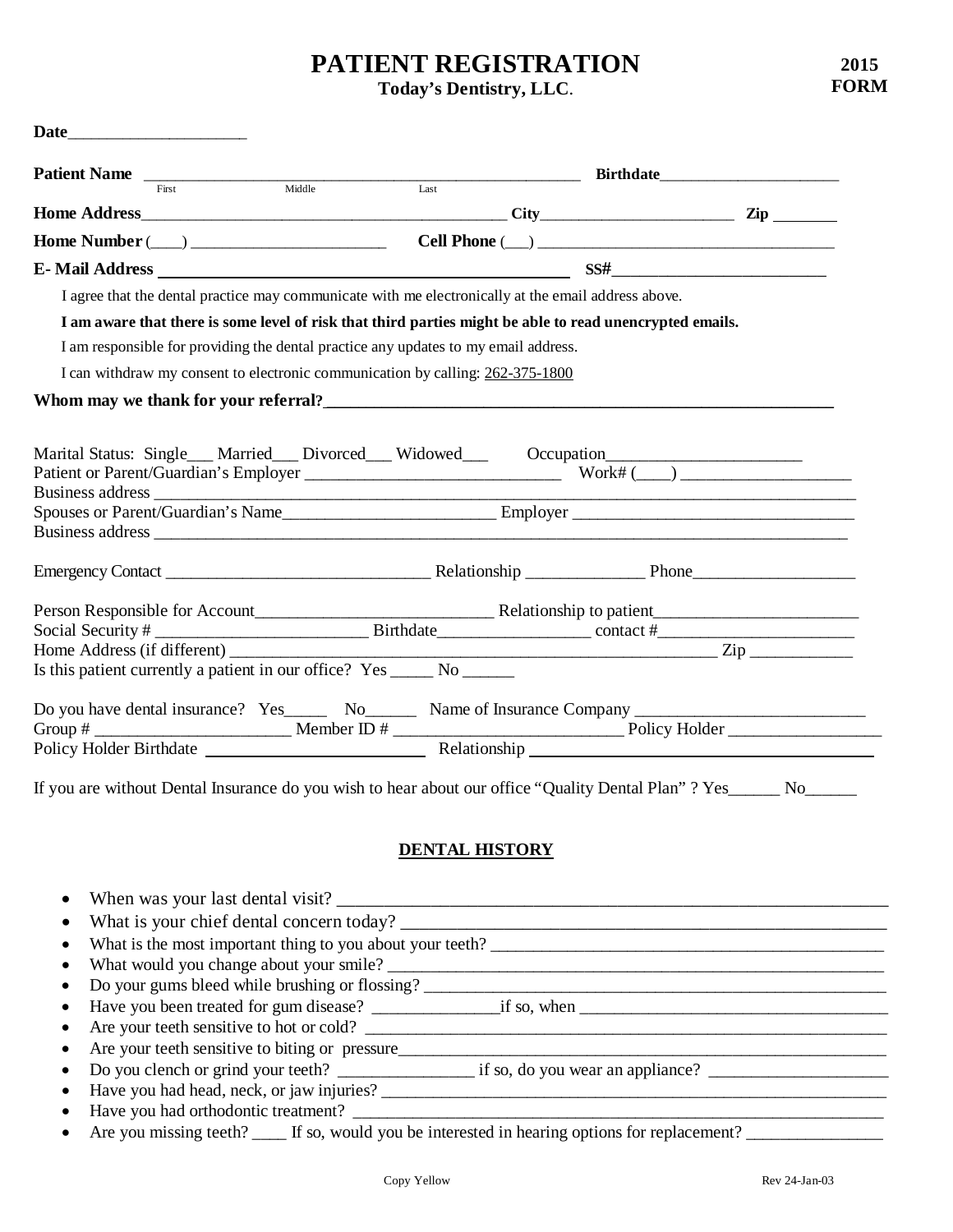# PATIENT REGISTRATION

**Today's Dentistry, LLC.**

**2015 FORM**

**Date**_____________________

**Patient Name** ______________________________________________________ **Birthdate**______________________
First Middle Last

**Home Address**_____________________________________________ **City**________________________ **Zip** ________

**Home Number** (___) _______________________ **Cell Phone** (___) ____________________________________

**E- Mail Address** ______________________________________________ **SS#**_________________________

I agree that the dental practice may communicate with me electronically at the email address above.

**I am aware that there is some level of risk that third parties might be able to read unencrypted emails.**

I am responsible for providing the dental practice any updates to my email address.

I can withdraw my consent to electronic communication by calling: 262-375-1800

**Whom may we thank for your referral?**______________________________________________________________

Marital Status: Single___ Married___ Divorced___ Widowed___ Occupation______________________

Patient or Parent/Guardian's Employer ______________________________ Work# (____) ___________________

Business address ___________________________________________________________________________________

Spouses or Parent/Guardian's Name_________________________ Employer _________________________________

Business address __________________________________________________________________________________

Emergency Contact _______________________________ Relationship ______________ Phone___________________

Person Responsible for Account___________________________ Relationship to patient________________________

Social Security # _________________________ Birthdate_________________ contact #_______________________

Home Address (if different) __________________________________________________________ Zip ____________

Is this patient currently a patient in our office? Yes _____ No ______

Do you have dental insurance? Yes_____ No______ Name of Insurance Company __________________________

Group # ______________________ Member ID # __________________________ Policy Holder __________________

Policy Holder Birthdate ________________________ Relationship ________________________________________

If you are without Dental Insurance do you wish to hear about our office "Quality Dental Plan" ? Yes______ No______

## DENTAL HISTORY

- When was your last dental visit? ____________________________________________________________
- What is your chief dental concern today? _____________________________________________________
- What is the most important thing to you about your teeth? _______________________________________
- What would you change about your smile? ____________________________________________________
- Do your gums bleed while brushing or flossing? _______________________________________________
- Have you been treated for gum disease? ______________if so, when __________________________________
- Are your teeth sensitive to hot or cold? ______________________________________________________
- Are your teeth sensitive to biting or pressure__________________________________________________
- Do you clench or grind your teeth? _______________ if so, do you wear an appliance? ____________________
- Have you had head, neck, or jaw injuries? ____________________________________________________
- Have you had orthodontic treatment? ________________________________________________________
- Are you missing teeth? ____ If so, would you be interested in hearing options for replacement? _______________

Copy Yellow

Rev 24-Jan-03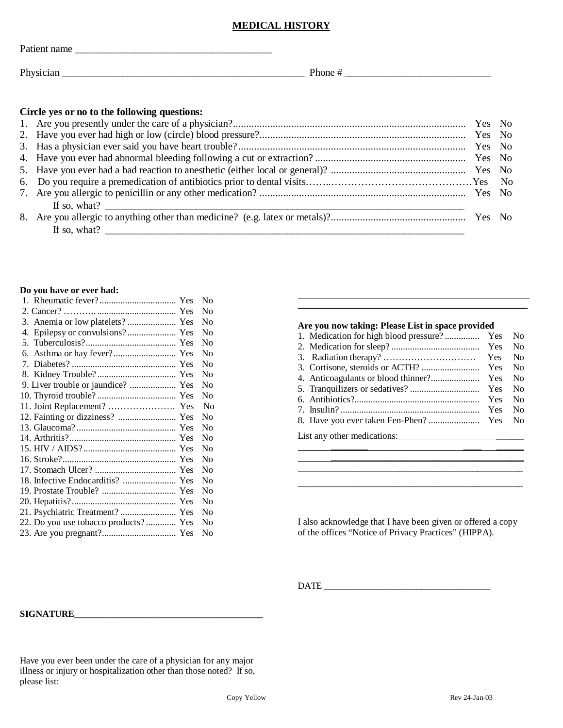# MEDICAL HISTORY

Patient name _______________________________________

Physician _________________________________________________ Phone # ____________________________

**Circle yes or no to the following questions:**

1. Are you presently under the care of a physician?........................................................................................ Yes No
2. Have you ever had high or low (circle) blood pressure?............................................................................. Yes No
3. Has a physician ever said you have heart trouble?...................................................................................... Yes No
4. Have you ever had abnormal bleeding following a cut or extraction?......................................................... Yes No
5. Have you ever had a bad reaction to anesthetic (either local or general)? .................................................. Yes No
6. Do you require a premedication of antibiotics prior to dental visits……..………………………………………Yes No
7. Are you allergic to penicillin or any other medication? .............................................................................. Yes No
   If so, what? ___________________________________________________________________________
8. Are you allergic to anything other than medicine? (e.g. latex or metals)?................................................... Yes No
   If so, what? ___________________________________________________________________________

**Do you have or ever had:**

1. Rheumatic fever?................................. Yes No
2. Cancer? ………..................................... Yes No
3. Anemia or low platelets? ..................... Yes No
4. Epilepsy or convulsions?..................... Yes No
5. Tuberculosis?....................................... Yes No
6. Asthma or hay fever?........................... Yes No
7. Diabetes? ............................................. Yes No
8. Kidney Trouble?.................................. Yes No
9. Liver trouble or jaundice? .................... Yes No
10. Thyroid trouble?.................................. Yes No
11. Joint Replacement? …………………. Yes No
12. Fainting or dizziness? ......................... Yes No
13. Glaucoma?........................................... Yes No
14. Arthritis?.............................................. Yes No
15. HIV / AIDS?........................................ Yes No
16. Stroke?................................................. Yes No
17. Stomach Ulcer? ................................... Yes No
18. Infective Endocarditis? ....................... Yes No
19. Prostate Trouble? ................................ Yes No
20. Hepatitis?............................................. Yes No
21. Psychiatric Treatment? ........................ Yes No
22. Do you use tobacco products?............. Yes No
23. Are you pregnant?................................ Yes No

_______________________________________________

_______________________________________________

**Are you now taking: Please List in space provided**

1. Medication for high blood pressure?............... Yes No
2. Medication for sleep?...................................... Yes No
3. Radiation therapy? ………………………… Yes No
3. Cortisone, steroids or ACTH? ......................... Yes No
4. Anticoagulants or blood thinner?..................... Yes No
5. Tranquilizers or sedatives? .............................. Yes No
6. Antibiotics?...................................................... Yes No
7. Insulin?............................................................ Yes No
8. Have you ever taken Fen-Phen? ...................... Yes No

List any other medications:___________________________

_______________________________________________

_______________________________________________

_______________________________________________

_______________________________________________

I also acknowledge that I have been given or offered a copy of the offices "Notice of Privacy Practices" (HIPPA).

DATE ___________________________________

**SIGNATURE**________________________________________

Have you ever been under the care of a physician for any major illness or injury or hospitalization other than those noted? If so, please list:

Copy Yellow

Rev 24-Jan-03